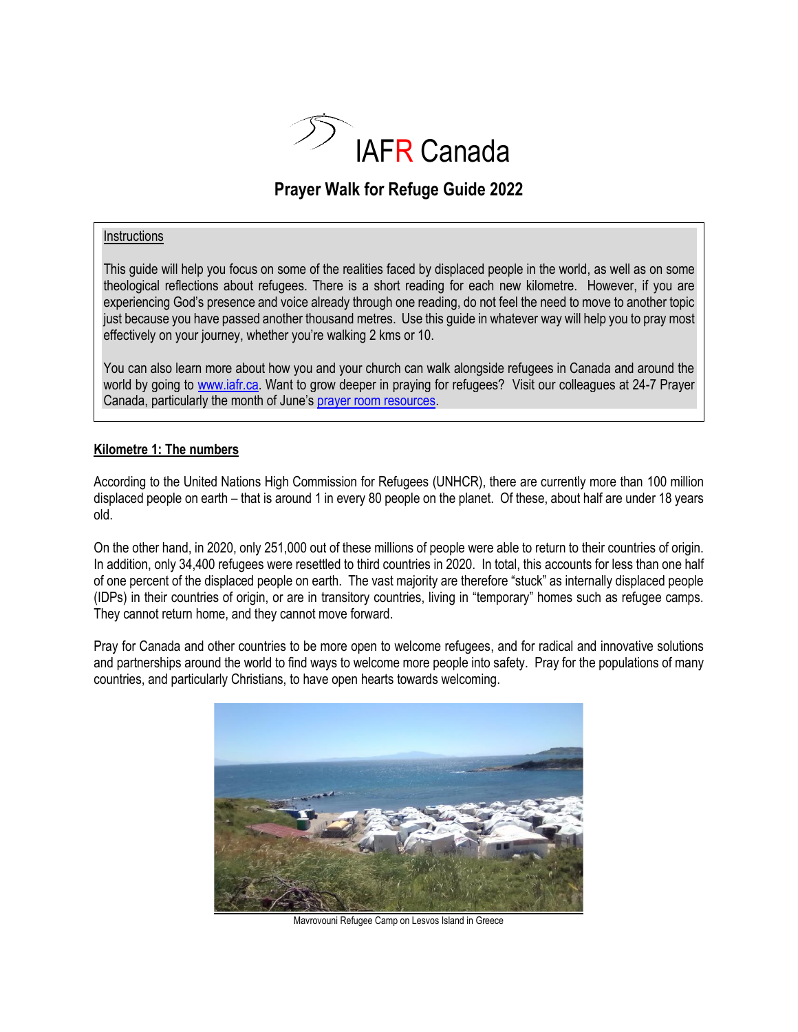IAFR Canada

# Prayer Walk for Refuge Guide 2022

Instructions

This guide will help you focus on some of the realities faced by displaced people in the world, as well as on some theological reflections about refugees. There is a short reading for each new kilometre. However, if you are experiencing God's presence and voice already through one reading, do not feel the need to move to another topic just because you have passed another thousand metres. Use this guide in whatever way will help you to pray most effectively on your journey, whether you're walking 2 kms or 10.

You can also learn more about how you and your church can walk alongside refugees in Canada and around the world by going to [www.iafr.ca](http://www.iafr.ca). Want to grow deeper in praying for refugees? Visit our colleagues at 24-7 Prayer Canada, particularly the month of June's prayer room resources.

## Kilometre 1: The numbers

According to the United Nations High Commission for Refugees (UNHCR), there are currently more than 100 million displaced people on earth – that is around 1 in every 80 people on the planet. Of these, about half are under 18 years old.

On the other hand, in 2020, only 251,000 out of these millions of people were able to return to their countries of origin. In addition, only 34,400 refugees were resettled to third countries in 2020. In total, this accounts for less than one half of one percent of the displaced people on earth. The vast majority are therefore "stuck" as internally displaced people (IDPs) in their countries of origin, or are in transitory countries, living in "temporary" homes such as refugee camps. They cannot return home, and they cannot move forward.

Pray for Canada and other countries to be more open to welcome refugees, and for radical and innovative solutions and partnerships around the world to find ways to welcome more people into safety. Pray for the populations of many countries, and particularly Christians, to have open hearts towards welcoming.

Mavrovouni Refugee Camp on Lesvos Island in Greece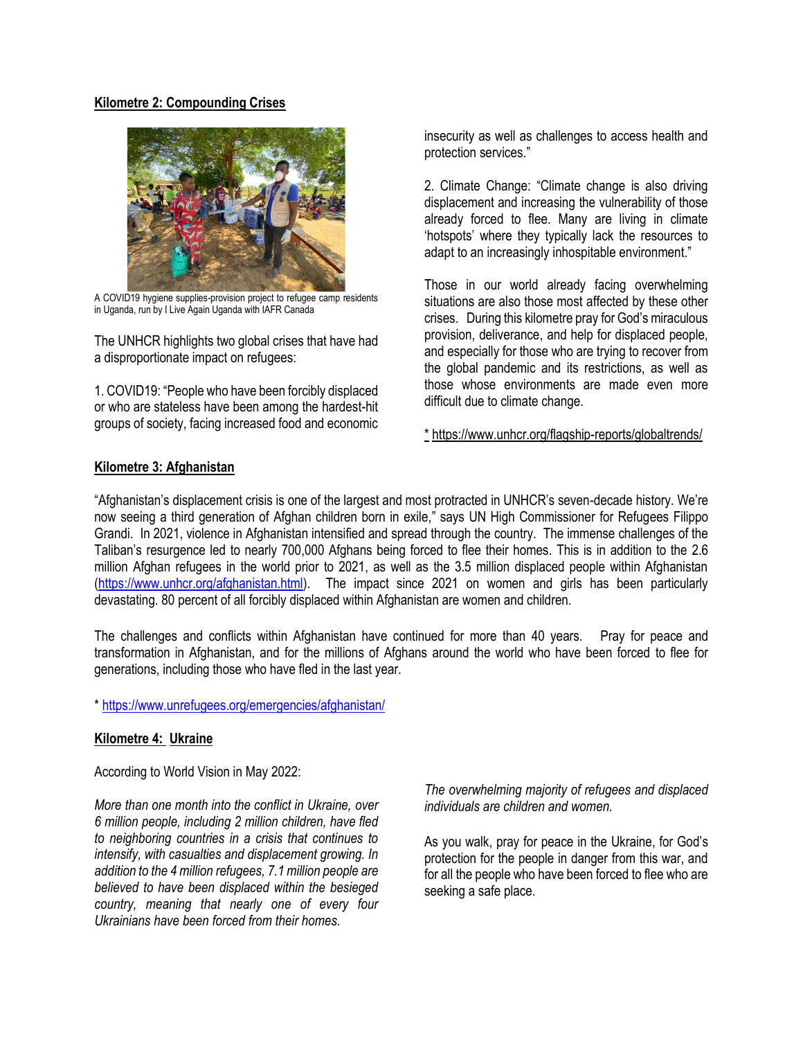**Kilometre 2: Compounding Crises**

A COVID19 hygiene supplies-provision project to refugee camp residents in Uganda, run by I Live Again Uganda with IAFR Canada

The UNHCR highlights two global crises that have had a disproportionate impact on refugees:

1. COVID19: "People who have been forcibly displaced or who are stateless have been among the hardest-hit groups of society, facing increased food and economic insecurity as well as challenges to access health and protection services."

2. Climate Change: "Climate change is also driving displacement and increasing the vulnerability of those already forced to flee. Many are living in climate 'hotspots' where they typically lack the resources to adapt to an increasingly inhospitable environment."

Those in our world already facing overwhelming situations are also those most affected by these other crises. During this kilometre pray for God's miraculous provision, deliverance, and help for displaced people, and especially for those who are trying to recover from the global pandemic and its restrictions, as well as those whose environments are made even more difficult due to climate change.

* https://www.unhcr.org/flagship-reports/globaltrends/

**Kilometre 3: Afghanistan**

"Afghanistan's displacement crisis is one of the largest and most protracted in UNHCR's seven-decade history. We're now seeing a third generation of Afghan children born in exile," says UN High Commissioner for Refugees Filippo Grandi. In 2021, violence in Afghanistan intensified and spread through the country. The immense challenges of the Taliban's resurgence led to nearly 700,000 Afghans being forced to flee their homes. This is in addition to the 2.6 million Afghan refugees in the world prior to 2021, as well as the 3.5 million displaced people within Afghanistan (https://www.unhcr.org/afghanistan.html). The impact since 2021 on women and girls has been particularly devastating. 80 percent of all forcibly displaced within Afghanistan are women and children.

The challenges and conflicts within Afghanistan have continued for more than 40 years. Pray for peace and transformation in Afghanistan, and for the millions of Afghans around the world who have been forced to flee for generations, including those who have fled in the last year.

* https://www.unrefugees.org/emergencies/afghanistan/

**Kilometre 4: Ukraine**

According to World Vision in May 2022:

*More than one month into the conflict in Ukraine, over 6 million people, including 2 million children, have fled to neighboring countries in a crisis that continues to intensify, with casualties and displacement growing. In addition to the 4 million refugees, 7.1 million people are believed to have been displaced within the besieged country, meaning that nearly one of every four Ukrainians have been forced from their homes.*

*The overwhelming majority of refugees and displaced individuals are children and women.*

As you walk, pray for peace in the Ukraine, for God's protection for the people in danger from this war, and for all the people who have been forced to flee who are seeking a safe place.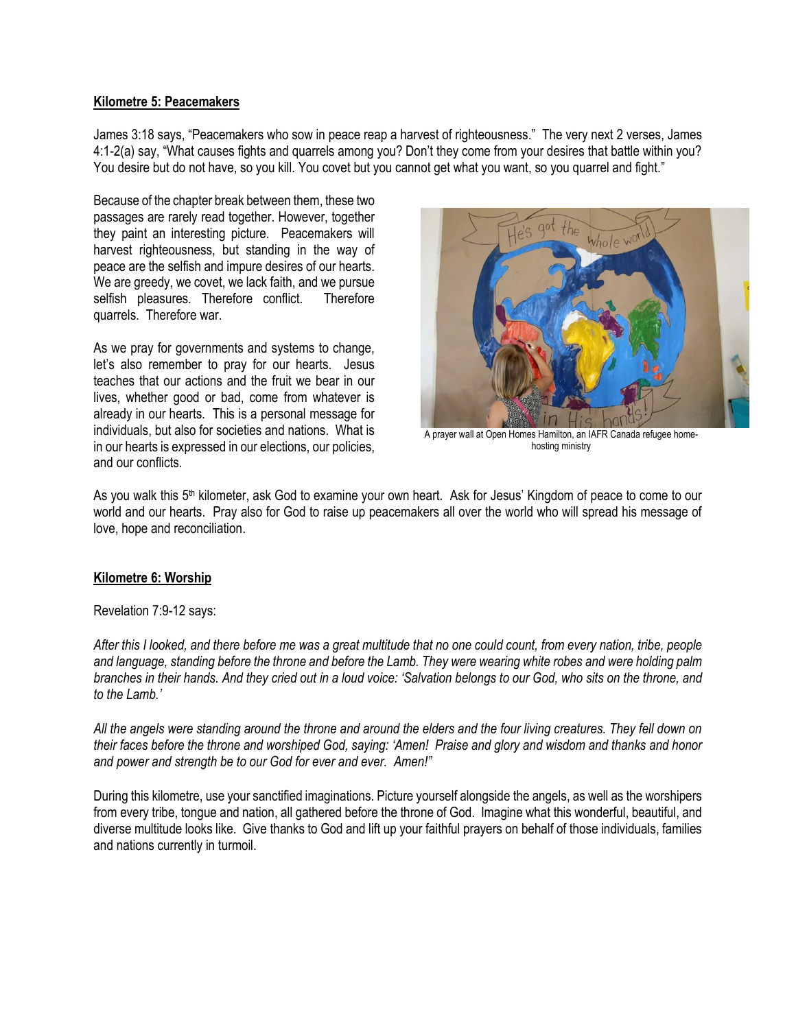**Kilometre 5: Peacemakers**

James 3:18 says, "Peacemakers who sow in peace reap a harvest of righteousness." The very next 2 verses, James 4:1-2(a) say, "What causes fights and quarrels among you? Don't they come from your desires that battle within you? You desire but do not have, so you kill. You covet but you cannot get what you want, so you quarrel and fight."

Because of the chapter break between them, these two passages are rarely read together. However, together they paint an interesting picture. Peacemakers will harvest righteousness, but standing in the way of peace are the selfish and impure desires of our hearts. We are greedy, we covet, we lack faith, and we pursue selfish pleasures. Therefore conflict. Therefore quarrels. Therefore war.

A prayer wall at Open Homes Hamilton, an IAFR Canada refugee home-hosting ministry

As we pray for governments and systems to change, let's also remember to pray for our hearts. Jesus teaches that our actions and the fruit we bear in our lives, whether good or bad, come from whatever is already in our hearts. This is a personal message for individuals, but also for societies and nations. What is in our hearts is expressed in our elections, our policies, and our conflicts.

As you walk this 5th kilometer, ask God to examine your own heart. Ask for Jesus' Kingdom of peace to come to our world and our hearts. Pray also for God to raise up peacemakers all over the world who will spread his message of love, hope and reconciliation.

**Kilometre 6: Worship**

Revelation 7:9-12 says:

*After this I looked, and there before me was a great multitude that no one could count, from every nation, tribe, people and language, standing before the throne and before the Lamb. They were wearing white robes and were holding palm branches in their hands. And they cried out in a loud voice: 'Salvation belongs to our God, who sits on the throne, and to the Lamb.'*

*All the angels were standing around the throne and around the elders and the four living creatures. They fell down on their faces before the throne and worshiped God, saying: 'Amen! Praise and glory and wisdom and thanks and honor and power and strength be to our God for ever and ever. Amen!"*

During this kilometre, use your sanctified imaginations. Picture yourself alongside the angels, as well as the worshipers from every tribe, tongue and nation, all gathered before the throne of God. Imagine what this wonderful, beautiful, and diverse multitude looks like. Give thanks to God and lift up your faithful prayers on behalf of those individuals, families and nations currently in turmoil.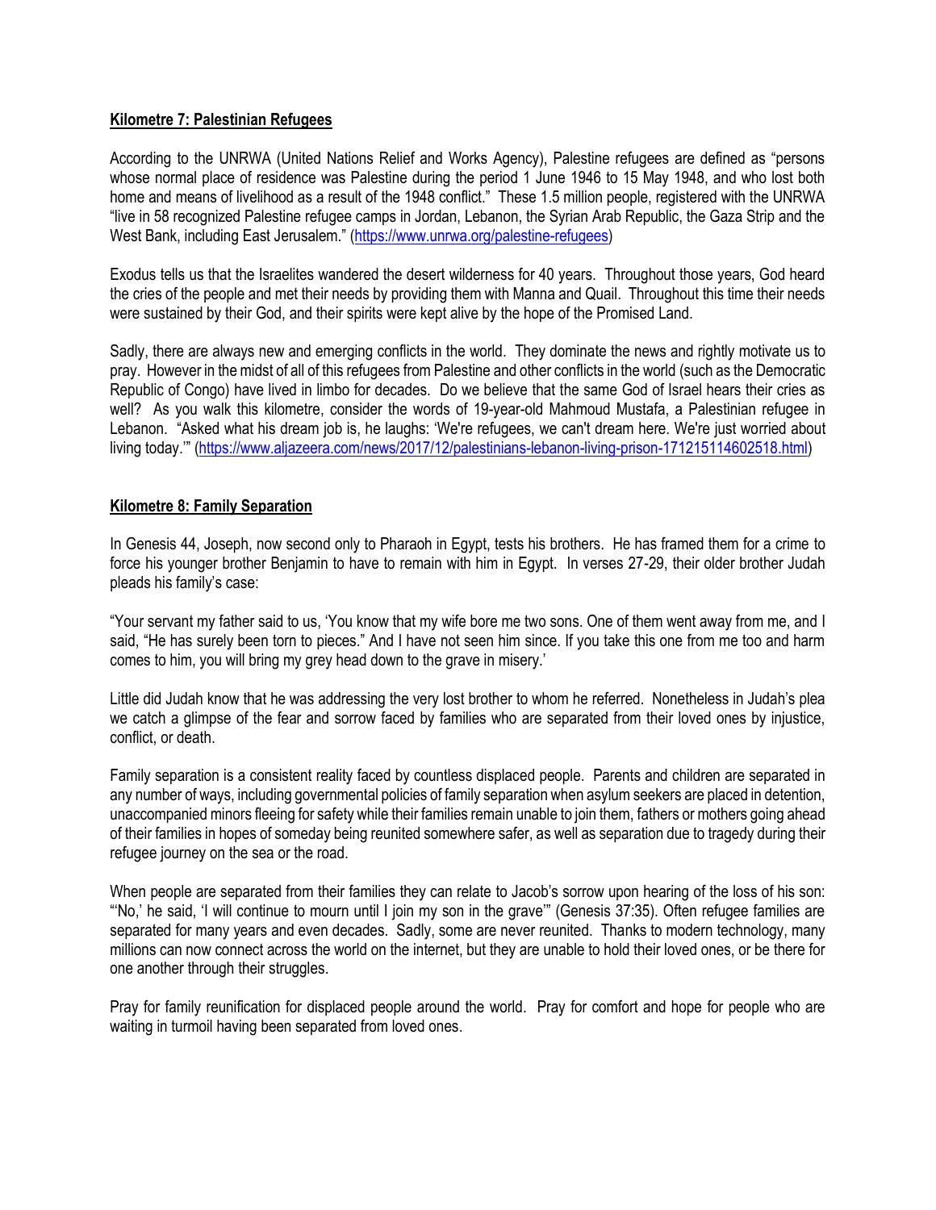**Kilometre 7: Palestinian Refugees**

According to the UNRWA (United Nations Relief and Works Agency), Palestine refugees are defined as "persons whose normal place of residence was Palestine during the period 1 June 1946 to 15 May 1948, and who lost both home and means of livelihood as a result of the 1948 conflict." These 1.5 million people, registered with the UNRWA "live in 58 recognized Palestine refugee camps in Jordan, Lebanon, the Syrian Arab Republic, the Gaza Strip and the West Bank, including East Jerusalem." (https://www.unrwa.org/palestine-refugees)

Exodus tells us that the Israelites wandered the desert wilderness for 40 years. Throughout those years, God heard the cries of the people and met their needs by providing them with Manna and Quail. Throughout this time their needs were sustained by their God, and their spirits were kept alive by the hope of the Promised Land.

Sadly, there are always new and emerging conflicts in the world. They dominate the news and rightly motivate us to pray. However in the midst of all of this refugees from Palestine and other conflicts in the world (such as the Democratic Republic of Congo) have lived in limbo for decades. Do we believe that the same God of Israel hears their cries as well? As you walk this kilometre, consider the words of 19-year-old Mahmoud Mustafa, a Palestinian refugee in Lebanon. "Asked what his dream job is, he laughs: 'We're refugees, we can't dream here. We're just worried about living today.'" (https://www.aljazeera.com/news/2017/12/palestinians-lebanon-living-prison-171215114602518.html)

**Kilometre 8: Family Separation**

In Genesis 44, Joseph, now second only to Pharaoh in Egypt, tests his brothers. He has framed them for a crime to force his younger brother Benjamin to have to remain with him in Egypt. In verses 27-29, their older brother Judah pleads his family's case:

"Your servant my father said to us, 'You know that my wife bore me two sons. One of them went away from me, and I said, "He has surely been torn to pieces." And I have not seen him since. If you take this one from me too and harm comes to him, you will bring my grey head down to the grave in misery.'

Little did Judah know that he was addressing the very lost brother to whom he referred. Nonetheless in Judah's plea we catch a glimpse of the fear and sorrow faced by families who are separated from their loved ones by injustice, conflict, or death.

Family separation is a consistent reality faced by countless displaced people. Parents and children are separated in any number of ways, including governmental policies of family separation when asylum seekers are placed in detention, unaccompanied minors fleeing for safety while their families remain unable to join them, fathers or mothers going ahead of their families in hopes of someday being reunited somewhere safer, as well as separation due to tragedy during their refugee journey on the sea or the road.

When people are separated from their families they can relate to Jacob's sorrow upon hearing of the loss of his son: "'No,' he said, 'I will continue to mourn until I join my son in the grave'" (Genesis 37:35). Often refugee families are separated for many years and even decades. Sadly, some are never reunited. Thanks to modern technology, many millions can now connect across the world on the internet, but they are unable to hold their loved ones, or be there for one another through their struggles.

Pray for family reunification for displaced people around the world. Pray for comfort and hope for people who are waiting in turmoil having been separated from loved ones.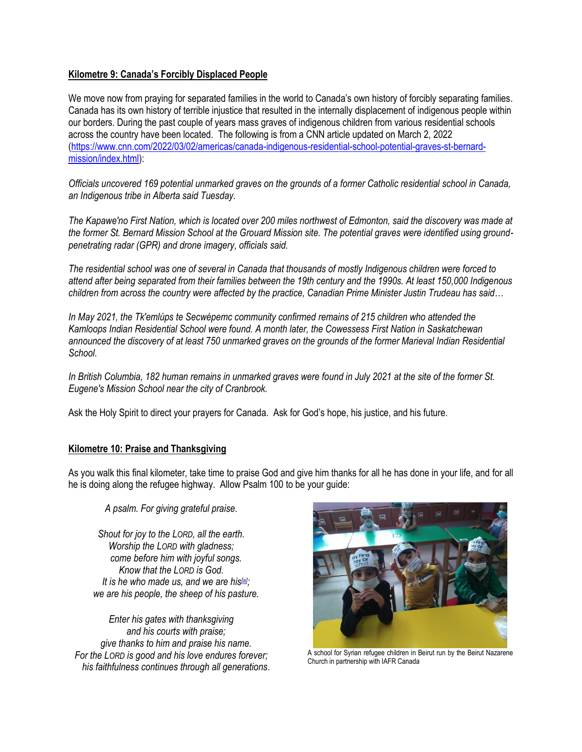**Kilometre 9: Canada's Forcibly Displaced People**

We move now from praying for separated families in the world to Canada's own history of forcibly separating families. Canada has its own history of terrible injustice that resulted in the internally displacement of indigenous people within our borders. During the past couple of years mass graves of indigenous children from various residential schools across the country have been located. The following is from a CNN article updated on March 2, 2022 (https://www.cnn.com/2022/03/02/americas/canada-indigenous-residential-school-potential-graves-st-bernard-mission/index.html):

*Officials uncovered 169 potential unmarked graves on the grounds of a former Catholic residential school in Canada, an Indigenous tribe in Alberta said Tuesday.*

*The Kapawe'no First Nation, which is located over 200 miles northwest of Edmonton, said the discovery was made at the former St. Bernard Mission School at the Grouard Mission site. The potential graves were identified using ground-penetrating radar (GPR) and drone imagery, officials said.*

*The residential school was one of several in Canada that thousands of mostly Indigenous children were forced to attend after being separated from their families between the 19th century and the 1990s. At least 150,000 Indigenous children from across the country were affected by the practice, Canadian Prime Minister Justin Trudeau has said…*

*In May 2021, the Tk'emlúps te Secwépemc community confirmed remains of 215 children who attended the Kamloops Indian Residential School were found. A month later, the Cowessess First Nation in Saskatchewan announced the discovery of at least 750 unmarked graves on the grounds of the former Marieval Indian Residential School.*

*In British Columbia, 182 human remains in unmarked graves were found in July 2021 at the site of the former St. Eugene's Mission School near the city of Cranbrook.*

Ask the Holy Spirit to direct your prayers for Canada. Ask for God's hope, his justice, and his future.

**Kilometre 10: Praise and Thanksgiving**

As you walk this final kilometer, take time to praise God and give him thanks for all he has done in your life, and for all he is doing along the refugee highway. Allow Psalm 100 to be your guide:

*A psalm. For giving grateful praise.*

*Shout for joy to the LORD, all the earth.*
*Worship the LORD with gladness;*
*come before him with joyful songs.*
*Know that the LORD is God.*
*It is he who made us, and we are his[a];*
*we are his people, the sheep of his pasture.*

*Enter his gates with thanksgiving*
*and his courts with praise;*
*give thanks to him and praise his name.*
*For the LORD is good and his love endures forever;*
*his faithfulness continues through all generations.*

A school for Syrian refugee children in Beirut run by the Beirut Nazarene Church in partnership with IAFR Canada